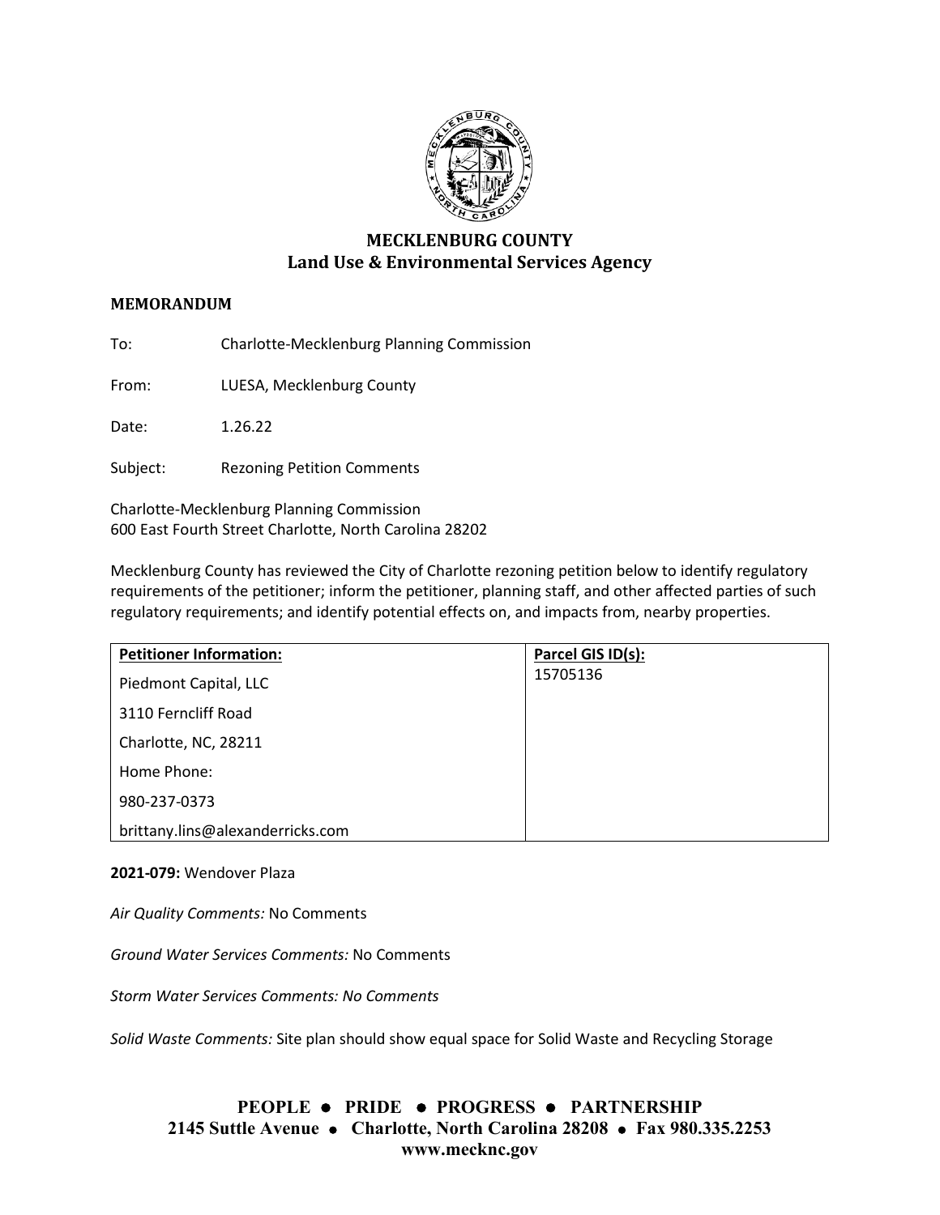# MECKLENBURG COUNTY
## Land Use & Environmental Services Agency

**MEMORANDUM**

To: Charlotte-Mecklenburg Planning Commission

From: LUESA, Mecklenburg County

Date: 1.26.22

Subject: Rezoning Petition Comments

Charlotte-Mecklenburg Planning Commission
600 East Fourth Street Charlotte, North Carolina 28202

Mecklenburg County has reviewed the City of Charlotte rezoning petition below to identify regulatory requirements of the petitioner; inform the petitioner, planning staff, and other affected parties of such regulatory requirements; and identify potential effects on, and impacts from, nearby properties.

| Petitioner Information: | Parcel GIS ID(s): |
|---|---|
| Piedmont Capital, LLC<br>3110 Ferncliff Road<br>Charlotte, NC, 28211<br>Home Phone:<br>980-237-0373<br>brittany.lins@alexanderricks.com | 15705136 |

**2021-079:** Wendover Plaza

*Air Quality Comments:* No Comments

*Ground Water Services Comments:* No Comments

*Storm Water Services Comments: No Comments*

*Solid Waste Comments:* Site plan should show equal space for Solid Waste and Recycling Storage

**PEOPLE • PRIDE • PROGRESS • PARTNERSHIP**
**2145 Suttle Avenue • Charlotte, North Carolina 28208 • Fax 980.335.2253**
**www.mecknc.gov**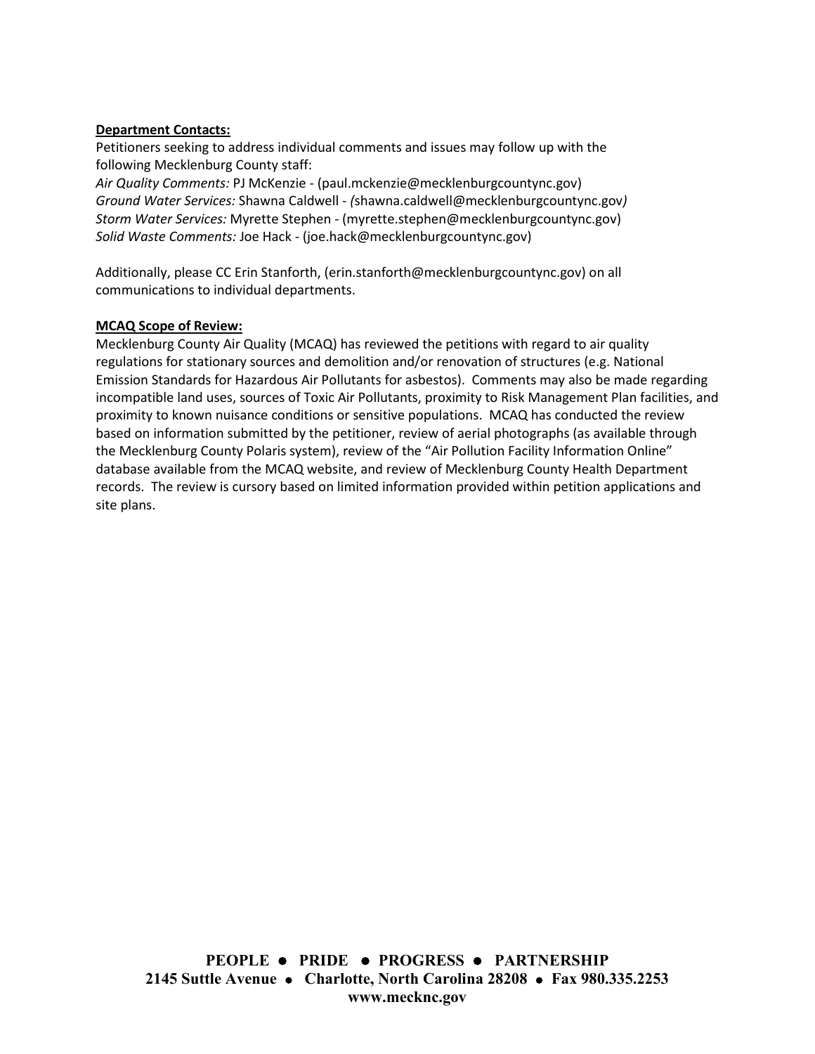**Department Contacts:**

Petitioners seeking to address individual comments and issues may follow up with the following Mecklenburg County staff:

*Air Quality Comments:* PJ McKenzie - (paul.mckenzie@mecklenburgcountync.gov)
*Ground Water Services:* Shawna Caldwell - *(*shawna.caldwell@mecklenburgcountync.gov*)*
*Storm Water Services:* Myrette Stephen - (myrette.stephen@mecklenburgcountync.gov)
*Solid Waste Comments:* Joe Hack - (joe.hack@mecklenburgcountync.gov)

Additionally, please CC Erin Stanforth, (erin.stanforth@mecklenburgcountync.gov) on all communications to individual departments.

**MCAQ Scope of Review:**

Mecklenburg County Air Quality (MCAQ) has reviewed the petitions with regard to air quality regulations for stationary sources and demolition and/or renovation of structures (e.g. National Emission Standards for Hazardous Air Pollutants for asbestos). Comments may also be made regarding incompatible land uses, sources of Toxic Air Pollutants, proximity to Risk Management Plan facilities, and proximity to known nuisance conditions or sensitive populations. MCAQ has conducted the review based on information submitted by the petitioner, review of aerial photographs (as available through the Mecklenburg County Polaris system), review of the "Air Pollution Facility Information Online" database available from the MCAQ website, and review of Mecklenburg County Health Department records. The review is cursory based on limited information provided within petition applications and site plans.

**PEOPLE • PRIDE • PROGRESS • PARTNERSHIP**
**2145 Suttle Avenue • Charlotte, North Carolina 28208 • Fax 980.335.2253**
**www.mecknc.gov**